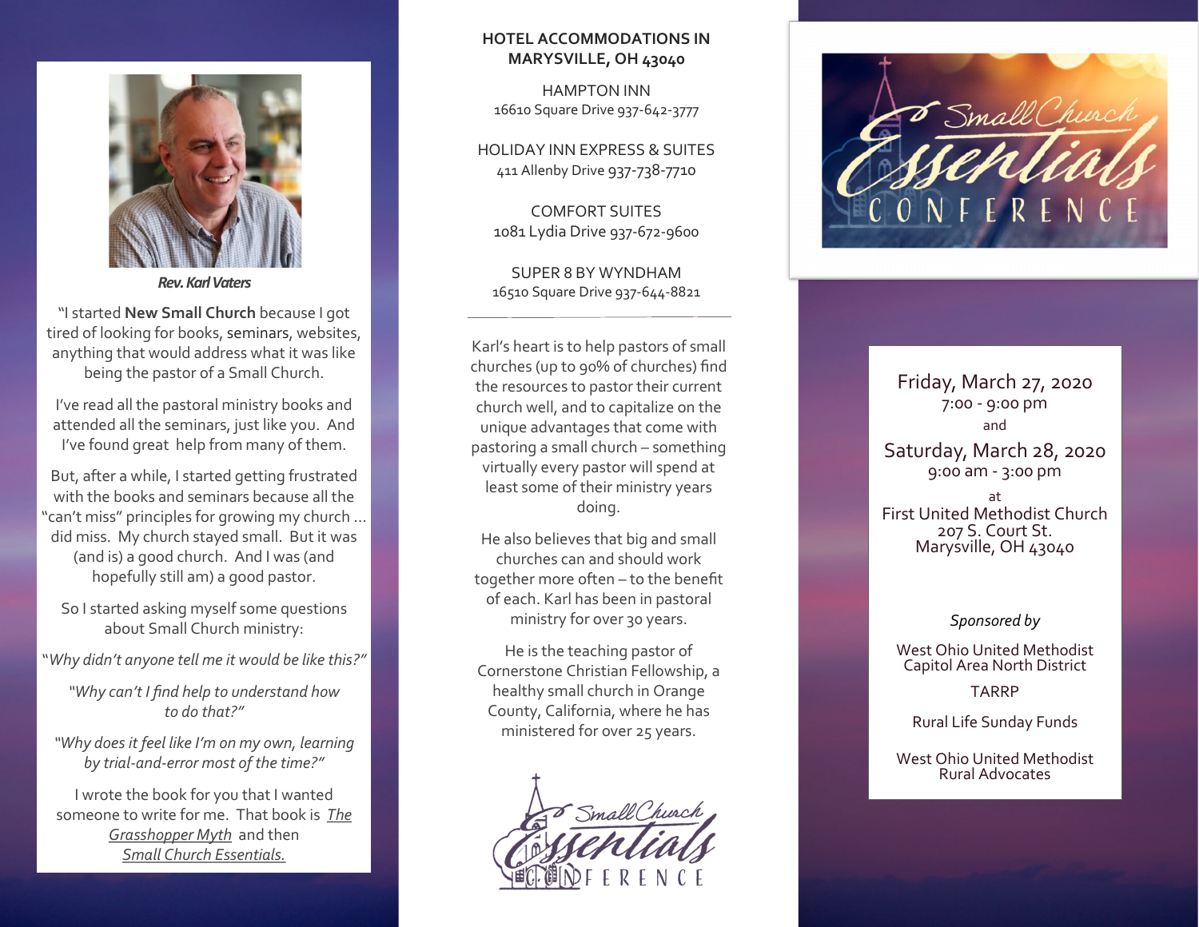**Rev. Karl Vaters**

"I started **New Small Church** because I got tired of looking for books, seminars, websites, anything that would address what it was like being the pastor of a Small Church.

I've read all the pastoral ministry books and attended all the seminars, just like you. And I've found great help from many of them.

But, after a while, I started getting frustrated with the books and seminars because all the "can't miss" principles for growing my church … did miss. My church stayed small. But it was (and is) a good church. And I was (and hopefully still am) a good pastor.

So I started asking myself some questions about Small Church ministry:

*"Why didn't anyone tell me it would be like this?"*

*"Why can't I find help to understand how to do that?"*

*"Why does it feel like I'm on my own, learning by trial-and-error most of the time?"*

I wrote the book for you that I wanted someone to write for me. That book is *The Grasshopper Myth* and then *Small Church Essentials.*

## HOTEL ACCOMMODATIONS IN MARYSVILLE, OH 43040

HAMPTON INN
16610 Square Drive 937-642-3777

HOLIDAY INN EXPRESS & SUITES
411 Allenby Drive 937-738-7710

COMFORT SUITES
1081 Lydia Drive 937-672-9600

SUPER 8 BY WYNDHAM
16510 Square Drive 937-644-8821

---

Karl's heart is to help pastors of small churches (up to 90% of churches) find the resources to pastor their current church well, and to capitalize on the unique advantages that come with pastoring a small church – something virtually every pastor will spend at least some of their ministry years doing.

He also believes that big and small churches can and should work together more often – to the benefit of each. Karl has been in pastoral ministry for over 30 years.

He is the teaching pastor of Cornerstone Christian Fellowship, a healthy small church in Orange County, California, where he has ministered for over 25 years.

# Small Church Essentials Conference

Friday, March 27, 2020
7:00 - 9:00 pm
and
Saturday, March 28, 2020
9:00 am - 3:00 pm
at
First United Methodist Church
207 S. Court St.
Marysville, OH 43040

*Sponsored by*

West Ohio United Methodist Capitol Area North District

TARRP

Rural Life Sunday Funds

West Ohio United Methodist Rural Advocates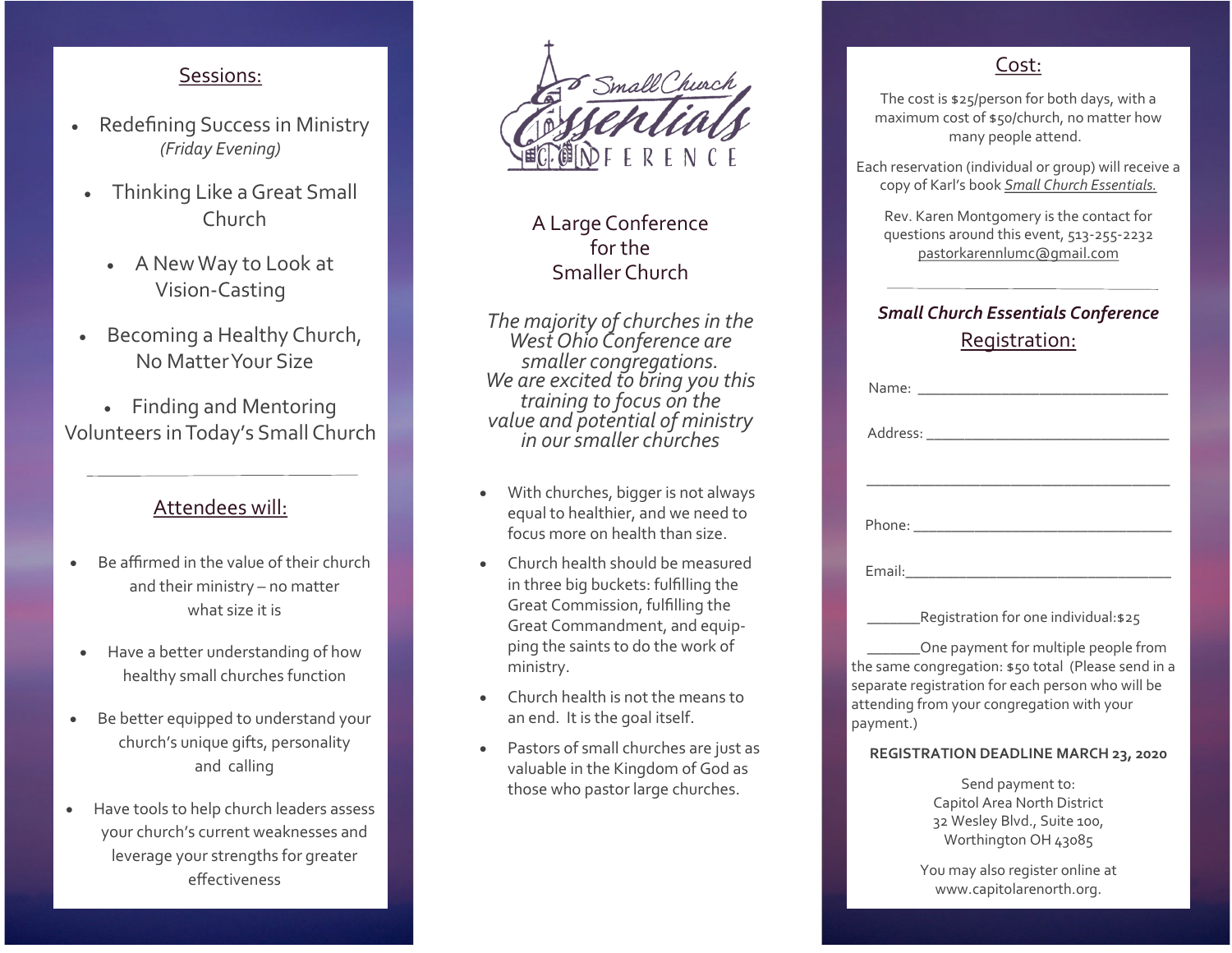## Sessions:

- Redefining Success in Ministry *(Friday Evening)*
- Thinking Like a Great Small Church
- A New Way to Look at Vision-Casting
- Becoming a Healthy Church, No Matter Your Size
- Finding and Mentoring Volunteers in Today's Small Church

---

## Attendees will:

- Be affirmed in the value of their church and their ministry – no matter what size it is
- Have a better understanding of how healthy small churches function
- Be better equipped to understand your church's unique gifts, personality and calling
- Have tools to help church leaders assess your church's current weaknesses and leverage your strengths for greater effectiveness

# Small Church Essentials Conference

A Large Conference for the Smaller Church

*The majority of churches in the West Ohio Conference are smaller congregations. We are excited to bring you this training to focus on the value and potential of ministry in our smaller churches*

- With churches, bigger is not always equal to healthier, and we need to focus more on health than size.
- Church health should be measured in three big buckets: fulfilling the Great Commission, fulfilling the Great Commandment, and equipping the saints to do the work of ministry.
- Church health is not the means to an end. It is the goal itself.
- Pastors of small churches are just as valuable in the Kingdom of God as those who pastor large churches.

## Cost:

The cost is $25/person for both days, with a maximum cost of $50/church, no matter how many people attend.

Each reservation (individual or group) will receive a copy of Karl's book *Small Church Essentials.*

Rev. Karen Montgomery is the contact for questions around this event, 513-255-2232 pastorkarennlumc@gmail.com

---

***Small Church Essentials Conference***

## Registration:

Name: ______________________________

Address: ______________________________

______________________________

Phone: ______________________________

Email: ______________________________

_______Registration for one individual: $25

_______One payment for multiple people from the same congregation: $50 total (Please send in a separate registration for each person who will be attending from your congregation with your payment.)

**REGISTRATION DEADLINE MARCH 23, 2020**

Send payment to:
Capitol Area North District
32 Wesley Blvd., Suite 100,
Worthington OH 43085

You may also register online at www.capitolarenorth.org.